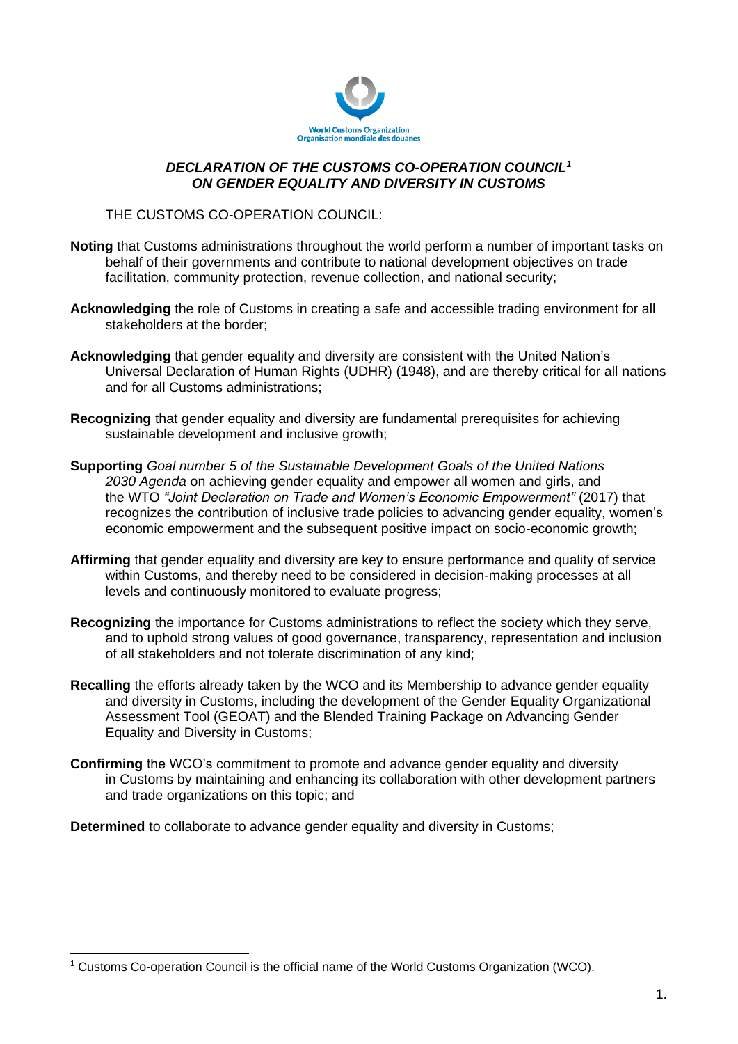World Customs Organization
Organisation mondiale des douanes

# *DECLARATION OF THE CUSTOMS CO-OPERATION COUNCIL[1] ON GENDER EQUALITY AND DIVERSITY IN CUSTOMS*

THE CUSTOMS CO-OPERATION COUNCIL:

**Noting** that Customs administrations throughout the world perform a number of important tasks on behalf of their governments and contribute to national development objectives on trade facilitation, community protection, revenue collection, and national security;

**Acknowledging** the role of Customs in creating a safe and accessible trading environment for all stakeholders at the border;

**Acknowledging** that gender equality and diversity are consistent with the United Nation's Universal Declaration of Human Rights (UDHR) (1948), and are thereby critical for all nations and for all Customs administrations;

**Recognizing** that gender equality and diversity are fundamental prerequisites for achieving sustainable development and inclusive growth;

**Supporting** *Goal number 5 of the Sustainable Development Goals of the United Nations 2030 Agenda* on achieving gender equality and empower all women and girls, and the WTO *"Joint Declaration on Trade and Women's Economic Empowerment"* (2017) that recognizes the contribution of inclusive trade policies to advancing gender equality, women's economic empowerment and the subsequent positive impact on socio-economic growth;

**Affirming** that gender equality and diversity are key to ensure performance and quality of service within Customs, and thereby need to be considered in decision-making processes at all levels and continuously monitored to evaluate progress;

**Recognizing** the importance for Customs administrations to reflect the society which they serve, and to uphold strong values of good governance, transparency, representation and inclusion of all stakeholders and not tolerate discrimination of any kind;

**Recalling** the efforts already taken by the WCO and its Membership to advance gender equality and diversity in Customs, including the development of the Gender Equality Organizational Assessment Tool (GEOAT) and the Blended Training Package on Advancing Gender Equality and Diversity in Customs;

**Confirming** the WCO's commitment to promote and advance gender equality and diversity in Customs by maintaining and enhancing its collaboration with other development partners and trade organizations on this topic; and

**Determined** to collaborate to advance gender equality and diversity in Customs;

---

[1] Customs Co-operation Council is the official name of the World Customs Organization (WCO).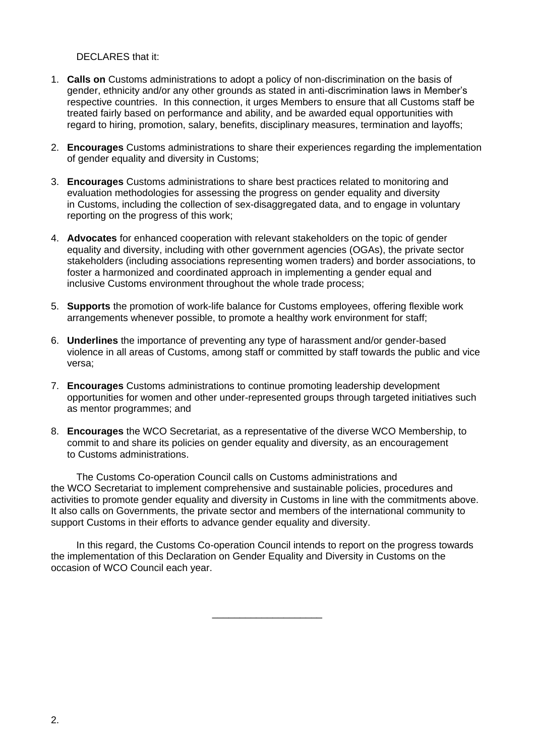DECLARES that it:

1. **Calls on** Customs administrations to adopt a policy of non-discrimination on the basis of gender, ethnicity and/or any other grounds as stated in anti-discrimination laws in Member's respective countries. In this connection, it urges Members to ensure that all Customs staff be treated fairly based on performance and ability, and be awarded equal opportunities with regard to hiring, promotion, salary, benefits, disciplinary measures, termination and layoffs;

2. **Encourages** Customs administrations to share their experiences regarding the implementation of gender equality and diversity in Customs;

3. **Encourages** Customs administrations to share best practices related to monitoring and evaluation methodologies for assessing the progress on gender equality and diversity in Customs, including the collection of sex-disaggregated data, and to engage in voluntary reporting on the progress of this work;

4. **Advocates** for enhanced cooperation with relevant stakeholders on the topic of gender equality and diversity, including with other government agencies (OGAs), the private sector stakeholders (including associations representing women traders) and border associations, to foster a harmonized and coordinated approach in implementing a gender equal and inclusive Customs environment throughout the whole trade process;

5. **Supports** the promotion of work-life balance for Customs employees, offering flexible work arrangements whenever possible, to promote a healthy work environment for staff;

6. **Underlines** the importance of preventing any type of harassment and/or gender-based violence in all areas of Customs, among staff or committed by staff towards the public and vice versa;

7. **Encourages** Customs administrations to continue promoting leadership development opportunities for women and other under-represented groups through targeted initiatives such as mentor programmes; and

8. **Encourages** the WCO Secretariat, as a representative of the diverse WCO Membership, to commit to and share its policies on gender equality and diversity, as an encouragement to Customs administrations.

The Customs Co-operation Council calls on Customs administrations and the WCO Secretariat to implement comprehensive and sustainable policies, procedures and activities to promote gender equality and diversity in Customs in line with the commitments above. It also calls on Governments, the private sector and members of the international community to support Customs in their efforts to advance gender equality and diversity.

In this regard, the Customs Co-operation Council intends to report on the progress towards the implementation of this Declaration on Gender Equality and Diversity in Customs on the occasion of WCO Council each year.

---